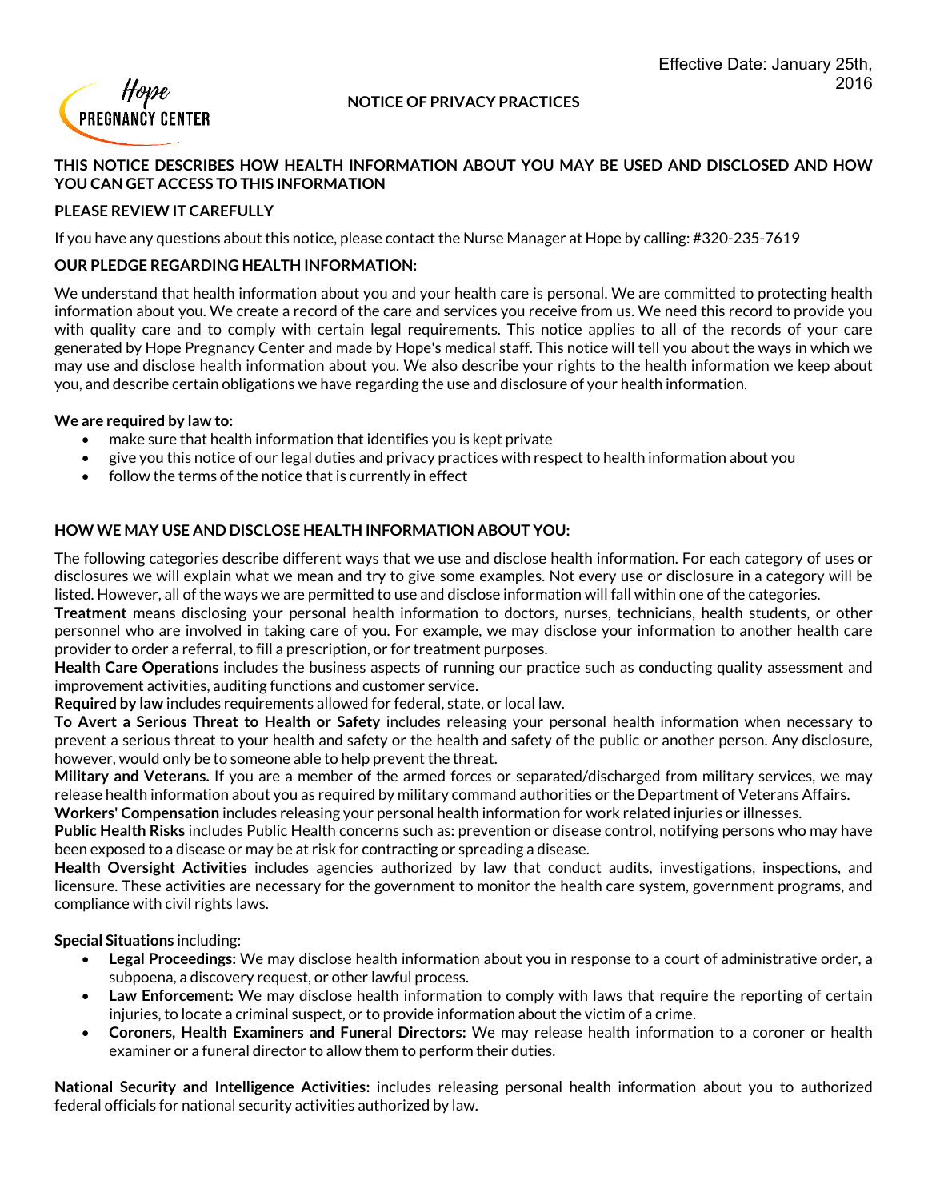Hope PREGNANCY CENTER

Effective Date: January 25th, 2016

# NOTICE OF PRIVACY PRACTICES

**THIS NOTICE DESCRIBES HOW HEALTH INFORMATION ABOUT YOU MAY BE USED AND DISCLOSED AND HOW YOU CAN GET ACCESS TO THIS INFORMATION**

**PLEASE REVIEW IT CAREFULLY**

If you have any questions about this notice, please contact the Nurse Manager at Hope by calling: #320-235-7619

## OUR PLEDGE REGARDING HEALTH INFORMATION:

We understand that health information about you and your health care is personal. We are committed to protecting health information about you. We create a record of the care and services you receive from us. We need this record to provide you with quality care and to comply with certain legal requirements. This notice applies to all of the records of your care generated by Hope Pregnancy Center and made by Hope's medical staff. This notice will tell you about the ways in which we may use and disclose health information about you. We also describe your rights to the health information we keep about you, and describe certain obligations we have regarding the use and disclosure of your health information.

**We are required by law to:**

- make sure that health information that identifies you is kept private
- give you this notice of our legal duties and privacy practices with respect to health information about you
- follow the terms of the notice that is currently in effect

## HOW WE MAY USE AND DISCLOSE HEALTH INFORMATION ABOUT YOU:

The following categories describe different ways that we use and disclose health information. For each category of uses or disclosures we will explain what we mean and try to give some examples. Not every use or disclosure in a category will be listed. However, all of the ways we are permitted to use and disclose information will fall within one of the categories.

**Treatment** means disclosing your personal health information to doctors, nurses, technicians, health students, or other personnel who are involved in taking care of you. For example, we may disclose your information to another health care provider to order a referral, to fill a prescription, or for treatment purposes.

**Health Care Operations** includes the business aspects of running our practice such as conducting quality assessment and improvement activities, auditing functions and customer service.

**Required by law** includes requirements allowed for federal, state, or local law.

**To Avert a Serious Threat to Health or Safety** includes releasing your personal health information when necessary to prevent a serious threat to your health and safety or the health and safety of the public or another person. Any disclosure, however, would only be to someone able to help prevent the threat.

**Military and Veterans.** If you are a member of the armed forces or separated/discharged from military services, we may release health information about you as required by military command authorities or the Department of Veterans Affairs.

**Workers' Compensation** includes releasing your personal health information for work related injuries or illnesses.

**Public Health Risks** includes Public Health concerns such as: prevention or disease control, notifying persons who may have been exposed to a disease or may be at risk for contracting or spreading a disease.

**Health Oversight Activities** includes agencies authorized by law that conduct audits, investigations, inspections, and licensure. These activities are necessary for the government to monitor the health care system, government programs, and compliance with civil rights laws.

**Special Situations** including:

- **Legal Proceedings:** We may disclose health information about you in response to a court of administrative order, a subpoena, a discovery request, or other lawful process.
- **Law Enforcement:** We may disclose health information to comply with laws that require the reporting of certain injuries, to locate a criminal suspect, or to provide information about the victim of a crime.
- **Coroners, Health Examiners and Funeral Directors:** We may release health information to a coroner or health examiner or a funeral director to allow them to perform their duties.

**National Security and Intelligence Activities:** includes releasing personal health information about you to authorized federal officials for national security activities authorized by law.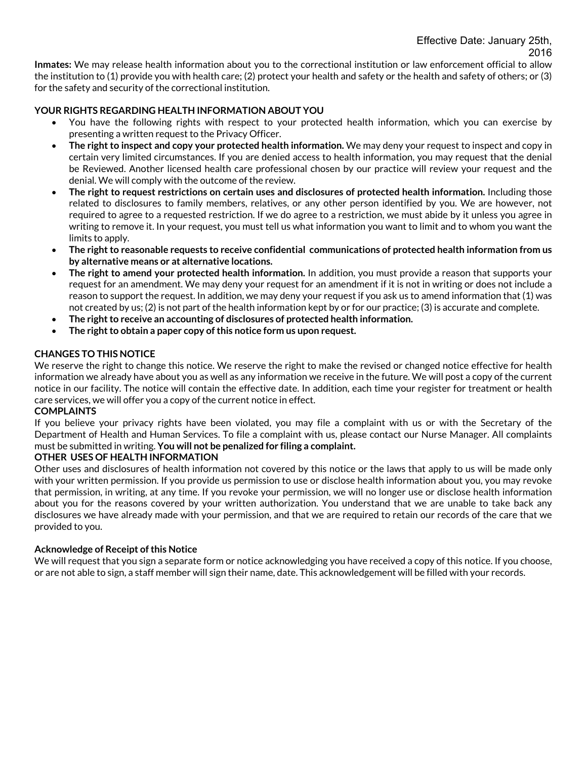Effective Date: January 25th, 2016

**Inmates:** We may release health information about you to the correctional institution or law enforcement official to allow the institution to (1) provide you with health care; (2) protect your health and safety or the health and safety of others; or (3) for the safety and security of the correctional institution.

**YOUR RIGHTS REGARDING HEALTH INFORMATION ABOUT YOU**

- You have the following rights with respect to your protected health information, which you can exercise by presenting a written request to the Privacy Officer.
- **The right to inspect and copy your protected health information.** We may deny your request to inspect and copy in certain very limited circumstances. If you are denied access to health information, you may request that the denial be Reviewed. Another licensed health care professional chosen by our practice will review your request and the denial. We will comply with the outcome of the review.
- **The right to request restrictions on certain uses and disclosures of protected health information.** Including those related to disclosures to family members, relatives, or any other person identified by you. We are however, not required to agree to a requested restriction. If we do agree to a restriction, we must abide by it unless you agree in writing to remove it. In your request, you must tell us what information you want to limit and to whom you want the limits to apply.
- **The right to reasonable requests to receive confidential communications of protected health information from us by alternative means or at alternative locations.**
- **The right to amend your protected health information.** In addition, you must provide a reason that supports your request for an amendment. We may deny your request for an amendment if it is not in writing or does not include a reason to support the request. In addition, we may deny your request if you ask us to amend information that (1) was not created by us; (2) is not part of the health information kept by or for our practice; (3) is accurate and complete.
- **The right to receive an accounting of disclosures of protected health information.**
- **The right to obtain a paper copy of this notice form us upon request.**

**CHANGES TO THIS NOTICE**

We reserve the right to change this notice. We reserve the right to make the revised or changed notice effective for health information we already have about you as well as any information we receive in the future. We will post a copy of the current notice in our facility. The notice will contain the effective date. In addition, each time your register for treatment or health care services, we will offer you a copy of the current notice in effect.

**COMPLAINTS**

If you believe your privacy rights have been violated, you may file a complaint with us or with the Secretary of the Department of Health and Human Services. To file a complaint with us, please contact our Nurse Manager. All complaints must be submitted in writing. **You will not be penalized for filing a complaint.**

**OTHER USES OF HEALTH INFORMATION**

Other uses and disclosures of health information not covered by this notice or the laws that apply to us will be made only with your written permission. If you provide us permission to use or disclose health information about you, you may revoke that permission, in writing, at any time. If you revoke your permission, we will no longer use or disclose health information about you for the reasons covered by your written authorization. You understand that we are unable to take back any disclosures we have already made with your permission, and that we are required to retain our records of the care that we provided to you.

**Acknowledge of Receipt of this Notice**

We will request that you sign a separate form or notice acknowledging you have received a copy of this notice. If you choose, or are not able to sign, a staff member will sign their name, date. This acknowledgement will be filled with your records.